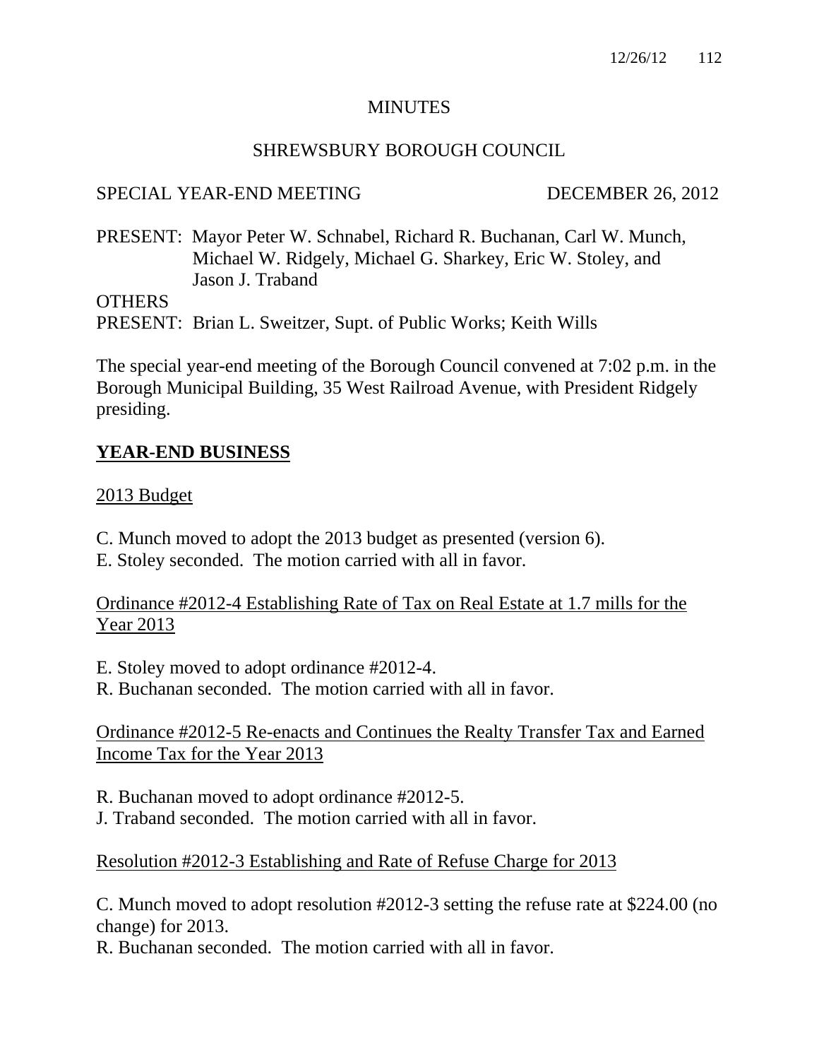# MINUTES

## SHREWSBURY BOROUGH COUNCIL

SPECIAL YEAR-END MEETING DECEMBER 26, 2012

PRESENT: Mayor Peter W. Schnabel, Richard R. Buchanan, Carl W. Munch, Michael W. Ridgely, Michael G. Sharkey, Eric W. Stoley, and Jason J. Traband

OTHERS
PRESENT: Brian L. Sweitzer, Supt. of Public Works; Keith Wills

The special year-end meeting of the Borough Council convened at 7:02 p.m. in the Borough Municipal Building, 35 West Railroad Avenue, with President Ridgely presiding.

## **YEAR-END BUSINESS**

2013 Budget

C. Munch moved to adopt the 2013 budget as presented (version 6).
E. Stoley seconded. The motion carried with all in favor.

Ordinance #2012-4 Establishing Rate of Tax on Real Estate at 1.7 mills for the Year 2013

E. Stoley moved to adopt ordinance #2012-4.
R. Buchanan seconded. The motion carried with all in favor.

Ordinance #2012-5 Re-enacts and Continues the Realty Transfer Tax and Earned Income Tax for the Year 2013

R. Buchanan moved to adopt ordinance #2012-5.
J. Traband seconded. The motion carried with all in favor.

Resolution #2012-3 Establishing and Rate of Refuse Charge for 2013

C. Munch moved to adopt resolution #2012-3 setting the refuse rate at $224.00 (no change) for 2013.
R. Buchanan seconded. The motion carried with all in favor.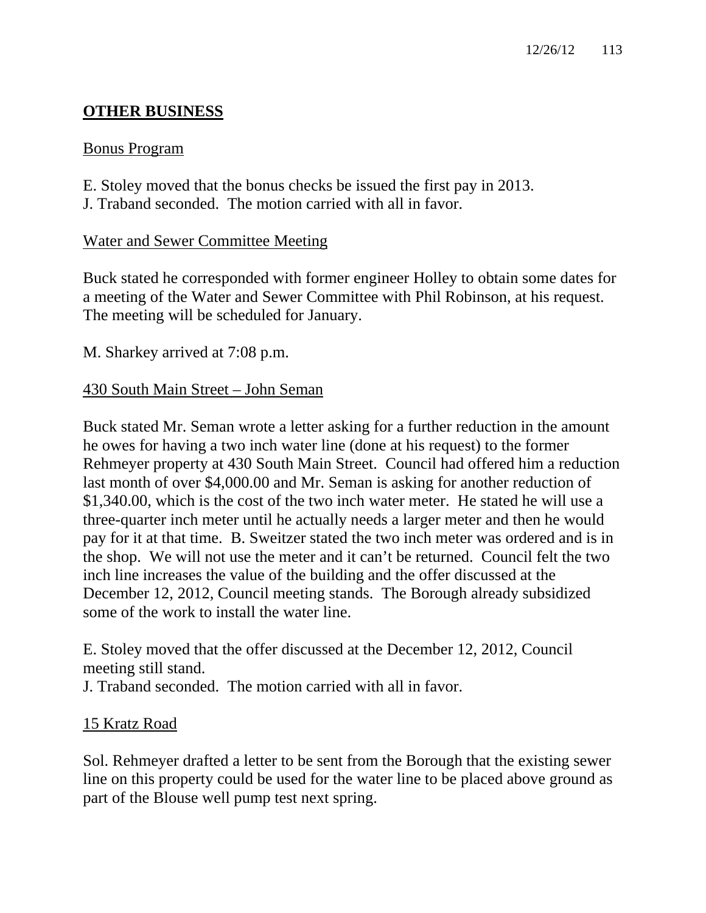## OTHER BUSINESS

Bonus Program

E. Stoley moved that the bonus checks be issued the first pay in 2013.
J. Traband seconded. The motion carried with all in favor.

Water and Sewer Committee Meeting

Buck stated he corresponded with former engineer Holley to obtain some dates for a meeting of the Water and Sewer Committee with Phil Robinson, at his request. The meeting will be scheduled for January.

M. Sharkey arrived at 7:08 p.m.

430 South Main Street – John Seman

Buck stated Mr. Seman wrote a letter asking for a further reduction in the amount he owes for having a two inch water line (done at his request) to the former Rehmeyer property at 430 South Main Street. Council had offered him a reduction last month of over $4,000.00 and Mr. Seman is asking for another reduction of $1,340.00, which is the cost of the two inch water meter. He stated he will use a three-quarter inch meter until he actually needs a larger meter and then he would pay for it at that time. B. Sweitzer stated the two inch meter was ordered and is in the shop. We will not use the meter and it can't be returned. Council felt the two inch line increases the value of the building and the offer discussed at the December 12, 2012, Council meeting stands. The Borough already subsidized some of the work to install the water line.

E. Stoley moved that the offer discussed at the December 12, 2012, Council meeting still stand.
J. Traband seconded. The motion carried with all in favor.

15 Kratz Road

Sol. Rehmeyer drafted a letter to be sent from the Borough that the existing sewer line on this property could be used for the water line to be placed above ground as part of the Blouse well pump test next spring.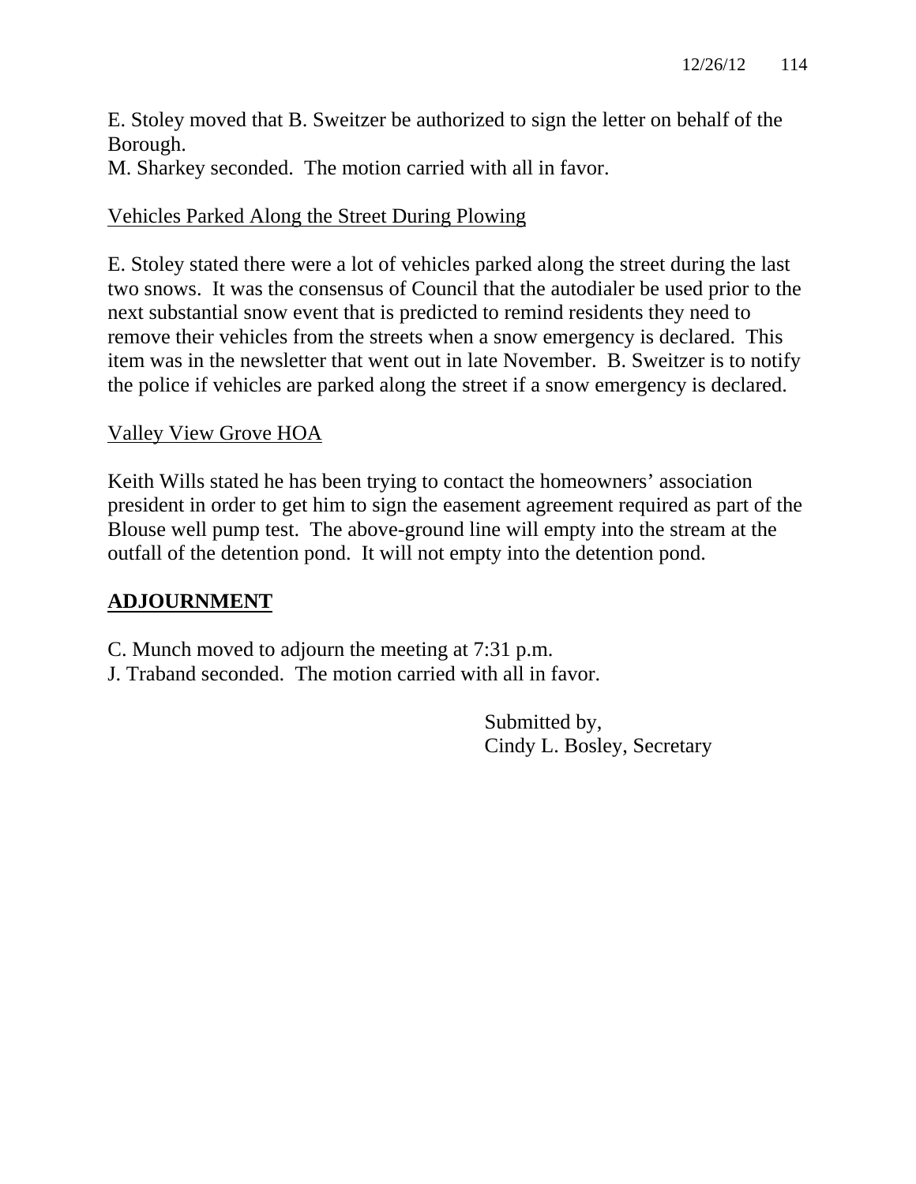E. Stoley moved that B. Sweitzer be authorized to sign the letter on behalf of the Borough.
M. Sharkey seconded. The motion carried with all in favor.

Vehicles Parked Along the Street During Plowing

E. Stoley stated there were a lot of vehicles parked along the street during the last two snows. It was the consensus of Council that the autodialer be used prior to the next substantial snow event that is predicted to remind residents they need to remove their vehicles from the streets when a snow emergency is declared. This item was in the newsletter that went out in late November. B. Sweitzer is to notify the police if vehicles are parked along the street if a snow emergency is declared.

Valley View Grove HOA

Keith Wills stated he has been trying to contact the homeowners' association president in order to get him to sign the easement agreement required as part of the Blouse well pump test. The above-ground line will empty into the stream at the outfall of the detention pond. It will not empty into the detention pond.

## **ADJOURNMENT**

C. Munch moved to adjourn the meeting at 7:31 p.m.
J. Traband seconded. The motion carried with all in favor.

Submitted by,
Cindy L. Bosley, Secretary